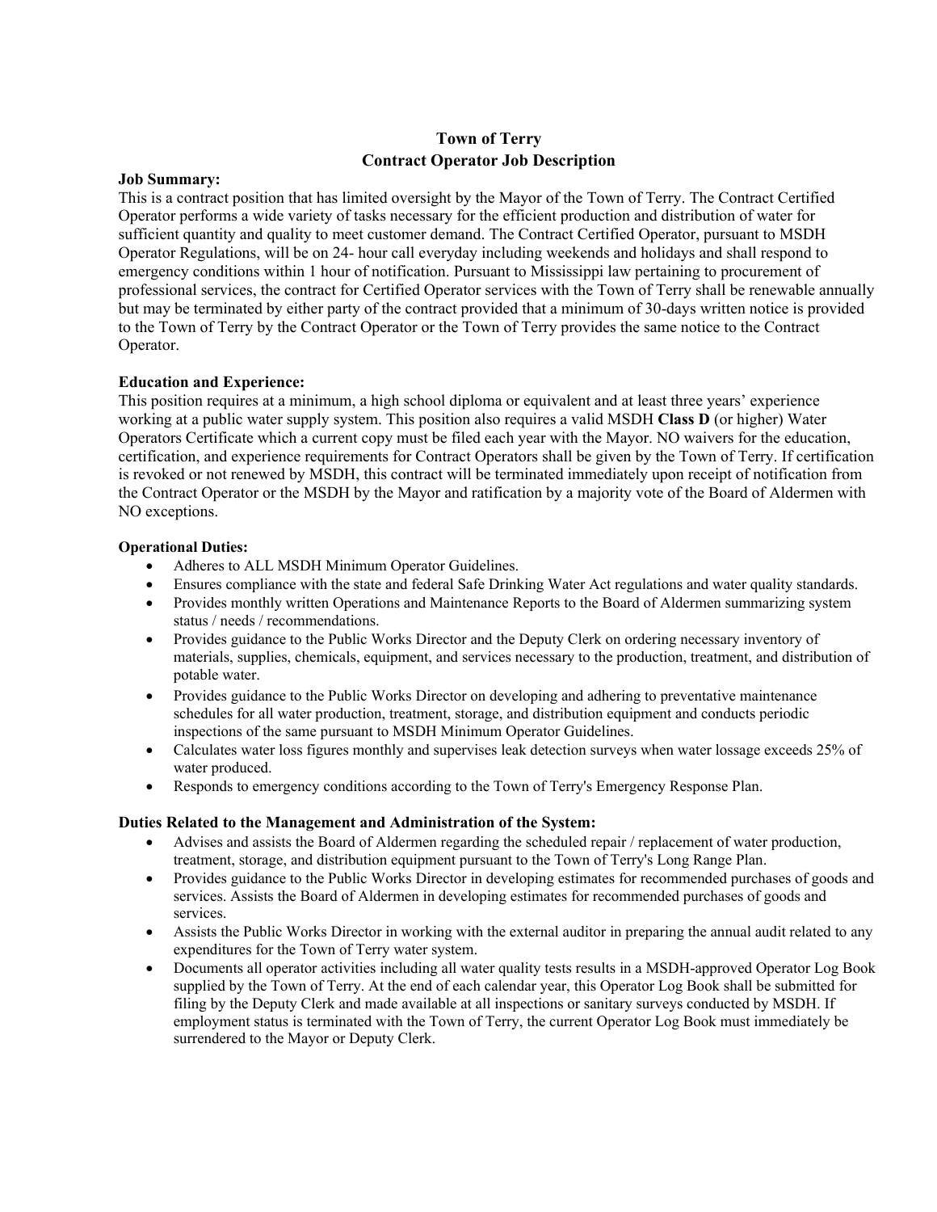# Town of Terry
## Contract Operator Job Description

**Job Summary:**

This is a contract position that has limited oversight by the Mayor of the Town of Terry. The Contract Certified Operator performs a wide variety of tasks necessary for the efficient production and distribution of water for sufficient quantity and quality to meet customer demand. The Contract Certified Operator, pursuant to MSDH Operator Regulations, will be on 24- hour call everyday including weekends and holidays and shall respond to emergency conditions within 1 hour of notification. Pursuant to Mississippi law pertaining to procurement of professional services, the contract for Certified Operator services with the Town of Terry shall be renewable annually but may be terminated by either party of the contract provided that a minimum of 30-days written notice is provided to the Town of Terry by the Contract Operator or the Town of Terry provides the same notice to the Contract Operator.

**Education and Experience:**

This position requires at a minimum, a high school diploma or equivalent and at least three years' experience working at a public water supply system. This position also requires a valid MSDH **Class D** (or higher) Water Operators Certificate which a current copy must be filed each year with the Mayor. NO waivers for the education, certification, and experience requirements for Contract Operators shall be given by the Town of Terry. If certification is revoked or not renewed by MSDH, this contract will be terminated immediately upon receipt of notification from the Contract Operator or the MSDH by the Mayor and ratification by a majority vote of the Board of Aldermen with NO exceptions.

**Operational Duties:**

- Adheres to ALL MSDH Minimum Operator Guidelines.
- Ensures compliance with the state and federal Safe Drinking Water Act regulations and water quality standards.
- Provides monthly written Operations and Maintenance Reports to the Board of Aldermen summarizing system status / needs / recommendations.
- Provides guidance to the Public Works Director and the Deputy Clerk on ordering necessary inventory of materials, supplies, chemicals, equipment, and services necessary to the production, treatment, and distribution of potable water.
- Provides guidance to the Public Works Director on developing and adhering to preventative maintenance schedules for all water production, treatment, storage, and distribution equipment and conducts periodic inspections of the same pursuant to MSDH Minimum Operator Guidelines.
- Calculates water loss figures monthly and supervises leak detection surveys when water lossage exceeds 25% of water produced.
- Responds to emergency conditions according to the Town of Terry's Emergency Response Plan.

**Duties Related to the Management and Administration of the System:**

- Advises and assists the Board of Aldermen regarding the scheduled repair / replacement of water production, treatment, storage, and distribution equipment pursuant to the Town of Terry's Long Range Plan.
- Provides guidance to the Public Works Director in developing estimates for recommended purchases of goods and services. Assists the Board of Aldermen in developing estimates for recommended purchases of goods and services.
- Assists the Public Works Director in working with the external auditor in preparing the annual audit related to any expenditures for the Town of Terry water system.
- Documents all operator activities including all water quality tests results in a MSDH-approved Operator Log Book supplied by the Town of Terry. At the end of each calendar year, this Operator Log Book shall be submitted for filing by the Deputy Clerk and made available at all inspections or sanitary surveys conducted by MSDH. If employment status is terminated with the Town of Terry, the current Operator Log Book must immediately be surrendered to the Mayor or Deputy Clerk.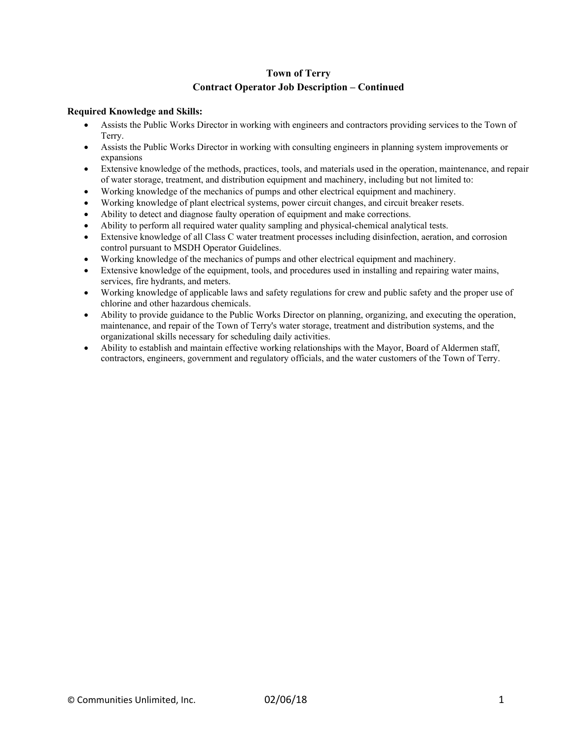**Town of Terry**

**Contract Operator Job Description – Continued**

**Required Knowledge and Skills:**

- Assists the Public Works Director in working with engineers and contractors providing services to the Town of Terry.
- Assists the Public Works Director in working with consulting engineers in planning system improvements or expansions
- Extensive knowledge of the methods, practices, tools, and materials used in the operation, maintenance, and repair of water storage, treatment, and distribution equipment and machinery, including but not limited to:
- Working knowledge of the mechanics of pumps and other electrical equipment and machinery.
- Working knowledge of plant electrical systems, power circuit changes, and circuit breaker resets.
- Ability to detect and diagnose faulty operation of equipment and make corrections.
- Ability to perform all required water quality sampling and physical-chemical analytical tests.
- Extensive knowledge of all Class C water treatment processes including disinfection, aeration, and corrosion control pursuant to MSDH Operator Guidelines.
- Working knowledge of the mechanics of pumps and other electrical equipment and machinery.
- Extensive knowledge of the equipment, tools, and procedures used in installing and repairing water mains, services, fire hydrants, and meters.
- Working knowledge of applicable laws and safety regulations for crew and public safety and the proper use of chlorine and other hazardous chemicals.
- Ability to provide guidance to the Public Works Director on planning, organizing, and executing the operation, maintenance, and repair of the Town of Terry's water storage, treatment and distribution systems, and the organizational skills necessary for scheduling daily activities.
- Ability to establish and maintain effective working relationships with the Mayor, Board of Aldermen staff, contractors, engineers, government and regulatory officials, and the water customers of the Town of Terry.

© Communities Unlimited, Inc. 02/06/18